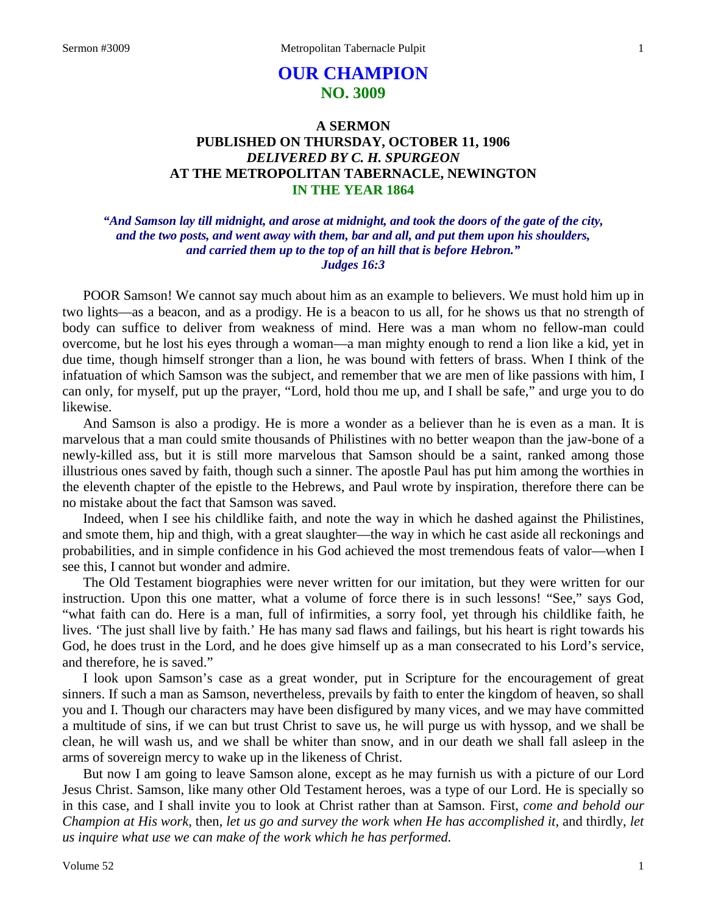# OUR CHAMPION
## NO. 3009

### A SERMON
### PUBLISHED ON THURSDAY, OCTOBER 11, 1906
### *DELIVERED BY C. H. SPURGEON*
### AT THE METROPOLITAN TABERNACLE, NEWINGTON
### IN THE YEAR 1864

***"And Samson lay till midnight, and arose at midnight, and took the doors of the gate of the city, and the two posts, and went away with them, bar and all, and put them upon his shoulders, and carried them up to the top of an hill that is before Hebron." Judges 16:3***

POOR Samson! We cannot say much about him as an example to believers. We must hold him up in two lights—as a beacon, and as a prodigy. He is a beacon to us all, for he shows us that no strength of body can suffice to deliver from weakness of mind. Here was a man whom no fellow-man could overcome, but he lost his eyes through a woman—a man mighty enough to rend a lion like a kid, yet in due time, though himself stronger than a lion, he was bound with fetters of brass. When I think of the infatuation of which Samson was the subject, and remember that we are men of like passions with him, I can only, for myself, put up the prayer, "Lord, hold thou me up, and I shall be safe," and urge you to do likewise.

And Samson is also a prodigy. He is more a wonder as a believer than he is even as a man. It is marvelous that a man could smite thousands of Philistines with no better weapon than the jaw-bone of a newly-killed ass, but it is still more marvelous that Samson should be a saint, ranked among those illustrious ones saved by faith, though such a sinner. The apostle Paul has put him among the worthies in the eleventh chapter of the epistle to the Hebrews, and Paul wrote by inspiration, therefore there can be no mistake about the fact that Samson was saved.

Indeed, when I see his childlike faith, and note the way in which he dashed against the Philistines, and smote them, hip and thigh, with a great slaughter—the way in which he cast aside all reckonings and probabilities, and in simple confidence in his God achieved the most tremendous feats of valor—when I see this, I cannot but wonder and admire.

The Old Testament biographies were never written for our imitation, but they were written for our instruction. Upon this one matter, what a volume of force there is in such lessons! "See," says God, "what faith can do. Here is a man, full of infirmities, a sorry fool, yet through his childlike faith, he lives. 'The just shall live by faith.' He has many sad flaws and failings, but his heart is right towards his God, he does trust in the Lord, and he does give himself up as a man consecrated to his Lord's service, and therefore, he is saved."

I look upon Samson's case as a great wonder, put in Scripture for the encouragement of great sinners. If such a man as Samson, nevertheless, prevails by faith to enter the kingdom of heaven, so shall you and I. Though our characters may have been disfigured by many vices, and we may have committed a multitude of sins, if we can but trust Christ to save us, he will purge us with hyssop, and we shall be clean, he will wash us, and we shall be whiter than snow, and in our death we shall fall asleep in the arms of sovereign mercy to wake up in the likeness of Christ.

But now I am going to leave Samson alone, except as he may furnish us with a picture of our Lord Jesus Christ. Samson, like many other Old Testament heroes, was a type of our Lord. He is specially so in this case, and I shall invite you to look at Christ rather than at Samson. First, *come and behold our Champion at His work*, then, *let us go and survey the work when He has accomplished it*, and thirdly, *let us inquire what use we can make of the work which he has performed.*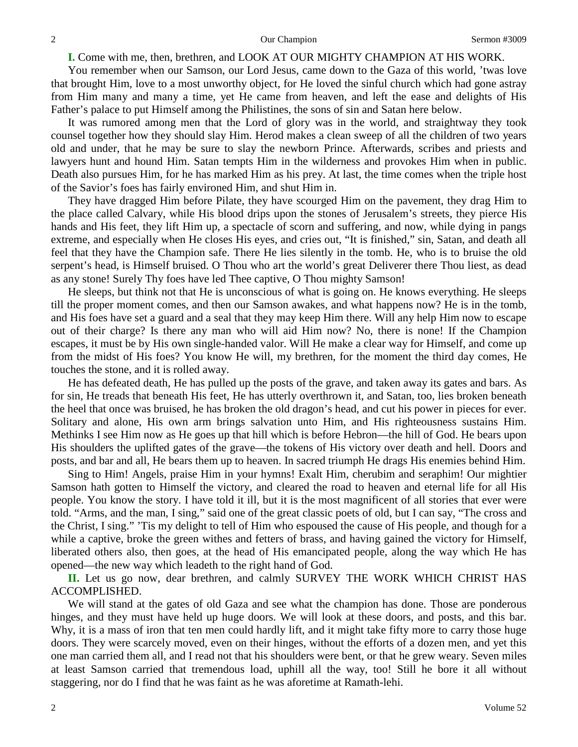**I.** Come with me, then, brethren, and LOOK AT OUR MIGHTY CHAMPION AT HIS WORK.

You remember when our Samson, our Lord Jesus, came down to the Gaza of this world, 'twas love that brought Him, love to a most unworthy object, for He loved the sinful church which had gone astray from Him many and many a time, yet He came from heaven, and left the ease and delights of His Father's palace to put Himself among the Philistines, the sons of sin and Satan here below.

It was rumored among men that the Lord of glory was in the world, and straightway they took counsel together how they should slay Him. Herod makes a clean sweep of all the children of two years old and under, that he may be sure to slay the newborn Prince. Afterwards, scribes and priests and lawyers hunt and hound Him. Satan tempts Him in the wilderness and provokes Him when in public. Death also pursues Him, for he has marked Him as his prey. At last, the time comes when the triple host of the Savior's foes has fairly environed Him, and shut Him in.

They have dragged Him before Pilate, they have scourged Him on the pavement, they drag Him to the place called Calvary, while His blood drips upon the stones of Jerusalem's streets, they pierce His hands and His feet, they lift Him up, a spectacle of scorn and suffering, and now, while dying in pangs extreme, and especially when He closes His eyes, and cries out, "It is finished," sin, Satan, and death all feel that they have the Champion safe. There He lies silently in the tomb. He, who is to bruise the old serpent's head, is Himself bruised. O Thou who art the world's great Deliverer there Thou liest, as dead as any stone! Surely Thy foes have led Thee captive, O Thou mighty Samson!

He sleeps, but think not that He is unconscious of what is going on. He knows everything. He sleeps till the proper moment comes, and then our Samson awakes, and what happens now? He is in the tomb, and His foes have set a guard and a seal that they may keep Him there. Will any help Him now to escape out of their charge? Is there any man who will aid Him now? No, there is none! If the Champion escapes, it must be by His own single-handed valor. Will He make a clear way for Himself, and come up from the midst of His foes? You know He will, my brethren, for the moment the third day comes, He touches the stone, and it is rolled away.

He has defeated death, He has pulled up the posts of the grave, and taken away its gates and bars. As for sin, He treads that beneath His feet, He has utterly overthrown it, and Satan, too, lies broken beneath the heel that once was bruised, he has broken the old dragon's head, and cut his power in pieces for ever. Solitary and alone, His own arm brings salvation unto Him, and His righteousness sustains Him. Methinks I see Him now as He goes up that hill which is before Hebron—the hill of God. He bears upon His shoulders the uplifted gates of the grave—the tokens of His victory over death and hell. Doors and posts, and bar and all, He bears them up to heaven. In sacred triumph He drags His enemies behind Him.

Sing to Him! Angels, praise Him in your hymns! Exalt Him, cherubim and seraphim! Our mightier Samson hath gotten to Himself the victory, and cleared the road to heaven and eternal life for all His people. You know the story. I have told it ill, but it is the most magnificent of all stories that ever were told. "Arms, and the man, I sing," said one of the great classic poets of old, but I can say, "The cross and the Christ, I sing." 'Tis my delight to tell of Him who espoused the cause of His people, and though for a while a captive, broke the green withes and fetters of brass, and having gained the victory for Himself, liberated others also, then goes, at the head of His emancipated people, along the way which He has opened—the new way which leadeth to the right hand of God.

**II.** Let us go now, dear brethren, and calmly SURVEY THE WORK WHICH CHRIST HAS ACCOMPLISHED.

We will stand at the gates of old Gaza and see what the champion has done. Those are ponderous hinges, and they must have held up huge doors. We will look at these doors, and posts, and this bar. Why, it is a mass of iron that ten men could hardly lift, and it might take fifty more to carry those huge doors. They were scarcely moved, even on their hinges, without the efforts of a dozen men, and yet this one man carried them all, and I read not that his shoulders were bent, or that he grew weary. Seven miles at least Samson carried that tremendous load, uphill all the way, too! Still he bore it all without staggering, nor do I find that he was faint as he was aforetime at Ramath-lehi.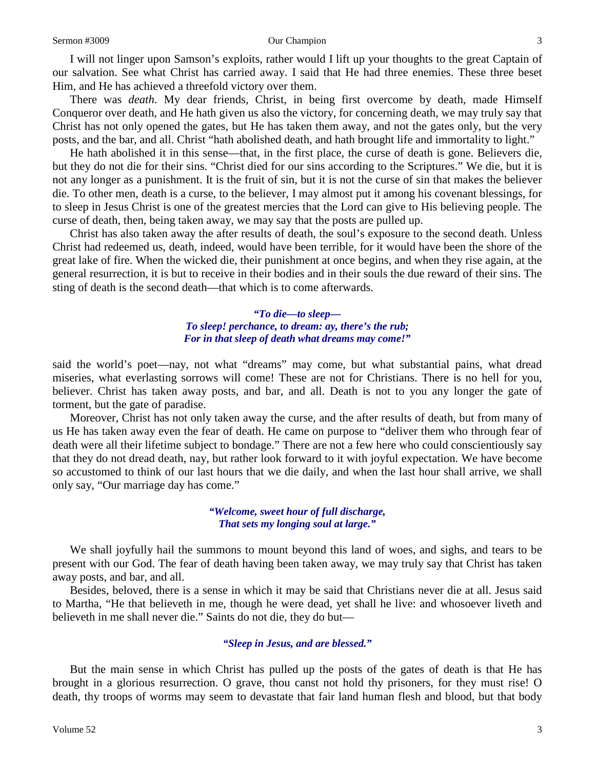I will not linger upon Samson's exploits, rather would I lift up your thoughts to the great Captain of our salvation. See what Christ has carried away. I said that He had three enemies. These three beset Him, and He has achieved a threefold victory over them.

There was *death*. My dear friends, Christ, in being first overcome by death, made Himself Conqueror over death, and He hath given us also the victory, for concerning death, we may truly say that Christ has not only opened the gates, but He has taken them away, and not the gates only, but the very posts, and the bar, and all. Christ "hath abolished death, and hath brought life and immortality to light."

He hath abolished it in this sense—that, in the first place, the curse of death is gone. Believers die, but they do not die for their sins. "Christ died for our sins according to the Scriptures." We die, but it is not any longer as a punishment. It is the fruit of sin, but it is not the curse of sin that makes the believer die. To other men, death is a curse, to the believer, I may almost put it among his covenant blessings, for to sleep in Jesus Christ is one of the greatest mercies that the Lord can give to His believing people. The curse of death, then, being taken away, we may say that the posts are pulled up.

Christ has also taken away the after results of death, the soul's exposure to the second death. Unless Christ had redeemed us, death, indeed, would have been terrible, for it would have been the shore of the great lake of fire. When the wicked die, their punishment at once begins, and when they rise again, at the general resurrection, it is but to receive in their bodies and in their souls the due reward of their sins. The sting of death is the second death—that which is to come afterwards.

> ***"To die—to sleep—***
> ***To sleep! perchance, to dream: ay, there's the rub;***
> ***For in that sleep of death what dreams may come!"***

said the world's poet—nay, not what "dreams" may come, but what substantial pains, what dread miseries, what everlasting sorrows will come! These are not for Christians. There is no hell for you, believer. Christ has taken away posts, and bar, and all. Death is not to you any longer the gate of torment, but the gate of paradise.

Moreover, Christ has not only taken away the curse, and the after results of death, but from many of us He has taken away even the fear of death. He came on purpose to "deliver them who through fear of death were all their lifetime subject to bondage." There are not a few here who could conscientiously say that they do not dread death, nay, but rather look forward to it with joyful expectation. We have become so accustomed to think of our last hours that we die daily, and when the last hour shall arrive, we shall only say, "Our marriage day has come."

> ***"Welcome, sweet hour of full discharge,***
> ***That sets my longing soul at large."***

We shall joyfully hail the summons to mount beyond this land of woes, and sighs, and tears to be present with our God. The fear of death having been taken away, we may truly say that Christ has taken away posts, and bar, and all.

Besides, beloved, there is a sense in which it may be said that Christians never die at all. Jesus said to Martha, "He that believeth in me, though he were dead, yet shall he live: and whosoever liveth and believeth in me shall never die." Saints do not die, they do but—

> ***"Sleep in Jesus, and are blessed."***

But the main sense in which Christ has pulled up the posts of the gates of death is that He has brought in a glorious resurrection. O grave, thou canst not hold thy prisoners, for they must rise! O death, thy troops of worms may seem to devastate that fair land human flesh and blood, but that body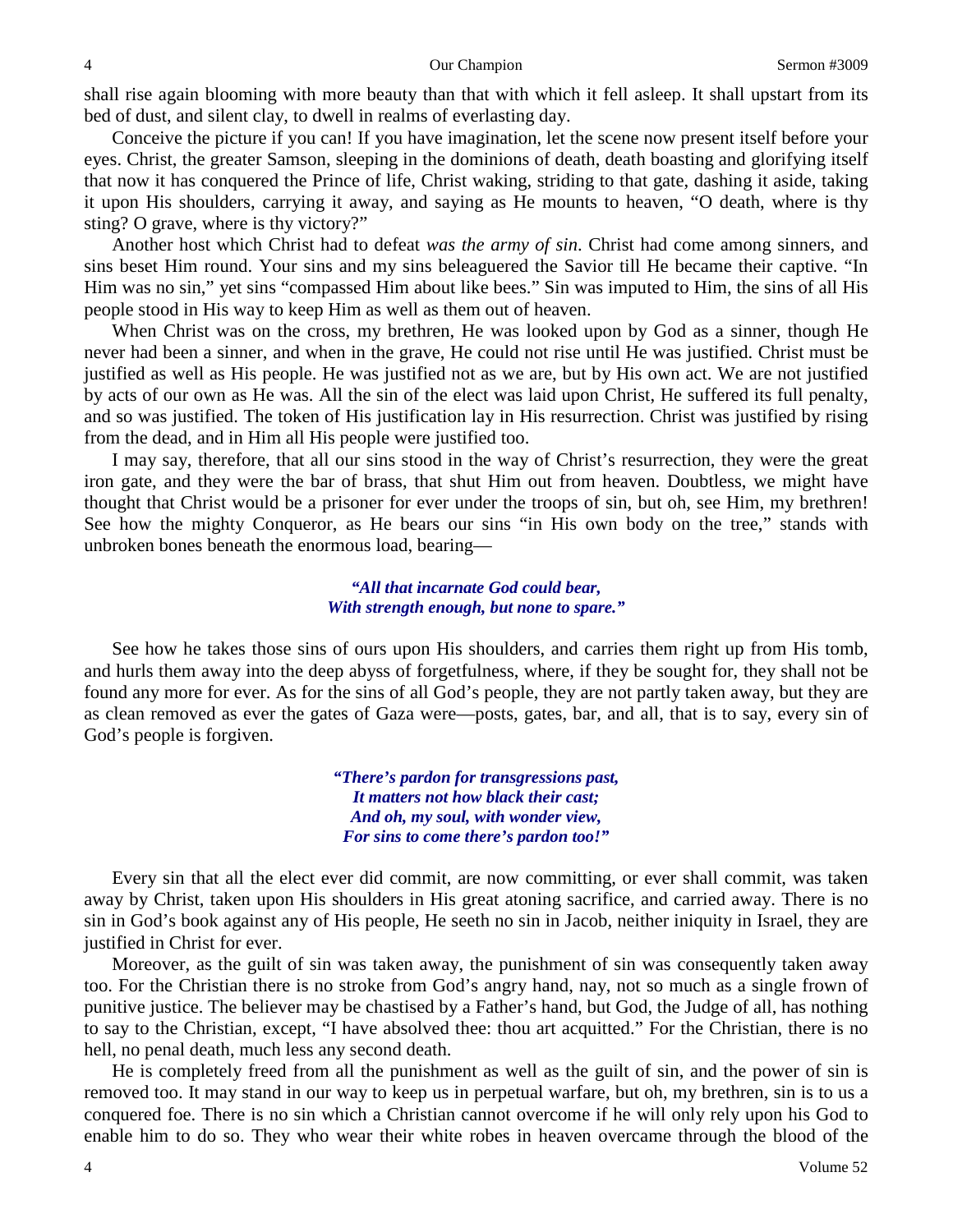shall rise again blooming with more beauty than that with which it fell asleep. It shall upstart from its bed of dust, and silent clay, to dwell in realms of everlasting day.

Conceive the picture if you can! If you have imagination, let the scene now present itself before your eyes. Christ, the greater Samson, sleeping in the dominions of death, death boasting and glorifying itself that now it has conquered the Prince of life, Christ waking, striding to that gate, dashing it aside, taking it upon His shoulders, carrying it away, and saying as He mounts to heaven, "O death, where is thy sting? O grave, where is thy victory?"

Another host which Christ had to defeat *was the army of sin*. Christ had come among sinners, and sins beset Him round. Your sins and my sins beleaguered the Savior till He became their captive. "In Him was no sin," yet sins "compassed Him about like bees." Sin was imputed to Him, the sins of all His people stood in His way to keep Him as well as them out of heaven.

When Christ was on the cross, my brethren, He was looked upon by God as a sinner, though He never had been a sinner, and when in the grave, He could not rise until He was justified. Christ must be justified as well as His people. He was justified not as we are, but by His own act. We are not justified by acts of our own as He was. All the sin of the elect was laid upon Christ, He suffered its full penalty, and so was justified. The token of His justification lay in His resurrection. Christ was justified by rising from the dead, and in Him all His people were justified too.

I may say, therefore, that all our sins stood in the way of Christ's resurrection, they were the great iron gate, and they were the bar of brass, that shut Him out from heaven. Doubtless, we might have thought that Christ would be a prisoner for ever under the troops of sin, but oh, see Him, my brethren! See how the mighty Conqueror, as He bears our sins "in His own body on the tree," stands with unbroken bones beneath the enormous load, bearing—

> ***"All that incarnate God could bear,***
> ***With strength enough, but none to spare."***

See how he takes those sins of ours upon His shoulders, and carries them right up from His tomb, and hurls them away into the deep abyss of forgetfulness, where, if they be sought for, they shall not be found any more for ever. As for the sins of all God's people, they are not partly taken away, but they are as clean removed as ever the gates of Gaza were—posts, gates, bar, and all, that is to say, every sin of God's people is forgiven.

> ***"There's pardon for transgressions past,***
> ***It matters not how black their cast;***
> ***And oh, my soul, with wonder view,***
> ***For sins to come there's pardon too!"***

Every sin that all the elect ever did commit, are now committing, or ever shall commit, was taken away by Christ, taken upon His shoulders in His great atoning sacrifice, and carried away. There is no sin in God's book against any of His people, He seeth no sin in Jacob, neither iniquity in Israel, they are justified in Christ for ever.

Moreover, as the guilt of sin was taken away, the punishment of sin was consequently taken away too. For the Christian there is no stroke from God's angry hand, nay, not so much as a single frown of punitive justice. The believer may be chastised by a Father's hand, but God, the Judge of all, has nothing to say to the Christian, except, "I have absolved thee: thou art acquitted." For the Christian, there is no hell, no penal death, much less any second death.

He is completely freed from all the punishment as well as the guilt of sin, and the power of sin is removed too. It may stand in our way to keep us in perpetual warfare, but oh, my brethren, sin is to us a conquered foe. There is no sin which a Christian cannot overcome if he will only rely upon his God to enable him to do so. They who wear their white robes in heaven overcame through the blood of the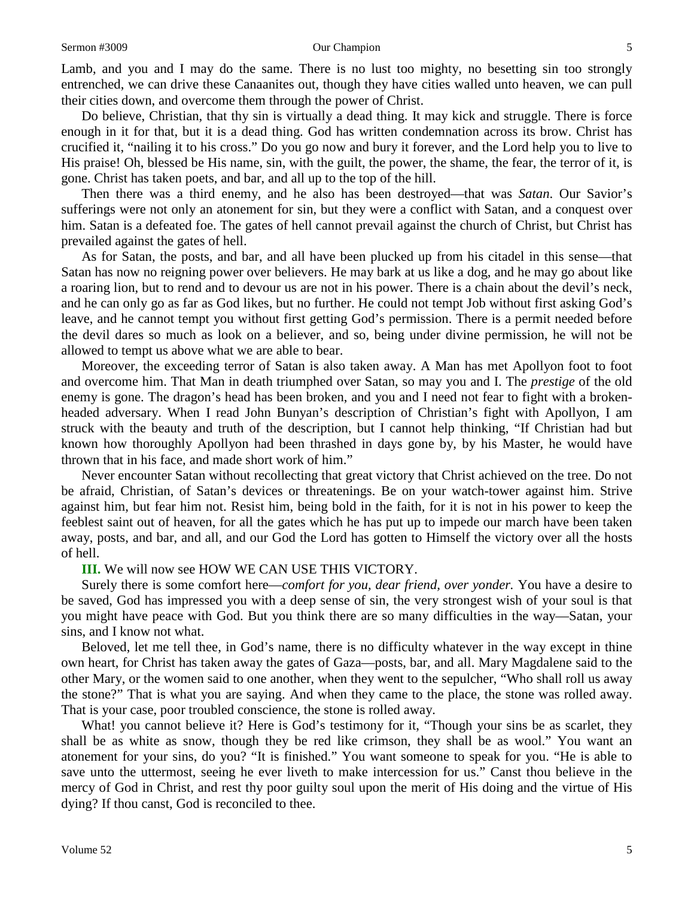Lamb, and you and I may do the same. There is no lust too mighty, no besetting sin too strongly entrenched, we can drive these Canaanites out, though they have cities walled unto heaven, we can pull their cities down, and overcome them through the power of Christ.

Do believe, Christian, that thy sin is virtually a dead thing. It may kick and struggle. There is force enough in it for that, but it is a dead thing. God has written condemnation across its brow. Christ has crucified it, "nailing it to his cross." Do you go now and bury it forever, and the Lord help you to live to His praise! Oh, blessed be His name, sin, with the guilt, the power, the shame, the fear, the terror of it, is gone. Christ has taken poets, and bar, and all up to the top of the hill.

Then there was a third enemy, and he also has been destroyed—that was *Satan*. Our Savior's sufferings were not only an atonement for sin, but they were a conflict with Satan, and a conquest over him. Satan is a defeated foe. The gates of hell cannot prevail against the church of Christ, but Christ has prevailed against the gates of hell.

As for Satan, the posts, and bar, and all have been plucked up from his citadel in this sense—that Satan has now no reigning power over believers. He may bark at us like a dog, and he may go about like a roaring lion, but to rend and to devour us are not in his power. There is a chain about the devil's neck, and he can only go as far as God likes, but no further. He could not tempt Job without first asking God's leave, and he cannot tempt you without first getting God's permission. There is a permit needed before the devil dares so much as look on a believer, and so, being under divine permission, he will not be allowed to tempt us above what we are able to bear.

Moreover, the exceeding terror of Satan is also taken away. A Man has met Apollyon foot to foot and overcome him. That Man in death triumphed over Satan, so may you and I. The *prestige* of the old enemy is gone. The dragon's head has been broken, and you and I need not fear to fight with a broken-headed adversary. When I read John Bunyan's description of Christian's fight with Apollyon, I am struck with the beauty and truth of the description, but I cannot help thinking, "If Christian had but known how thoroughly Apollyon had been thrashed in days gone by, by his Master, he would have thrown that in his face, and made short work of him."

Never encounter Satan without recollecting that great victory that Christ achieved on the tree. Do not be afraid, Christian, of Satan's devices or threatenings. Be on your watch-tower against him. Strive against him, but fear him not. Resist him, being bold in the faith, for it is not in his power to keep the feeblest saint out of heaven, for all the gates which he has put up to impede our march have been taken away, posts, and bar, and all, and our God the Lord has gotten to Himself the victory over all the hosts of hell.

**III.** We will now see HOW WE CAN USE THIS VICTORY.

Surely there is some comfort here—*comfort for you, dear friend, over yonder.* You have a desire to be saved, God has impressed you with a deep sense of sin, the very strongest wish of your soul is that you might have peace with God. But you think there are so many difficulties in the way—Satan, your sins, and I know not what.

Beloved, let me tell thee, in God's name, there is no difficulty whatever in the way except in thine own heart, for Christ has taken away the gates of Gaza—posts, bar, and all. Mary Magdalene said to the other Mary, or the women said to one another, when they went to the sepulcher, "Who shall roll us away the stone?" That is what you are saying. And when they came to the place, the stone was rolled away. That is your case, poor troubled conscience, the stone is rolled away.

What! you cannot believe it? Here is God's testimony for it, "Though your sins be as scarlet, they shall be as white as snow, though they be red like crimson, they shall be as wool." You want an atonement for your sins, do you? "It is finished." You want someone to speak for you. "He is able to save unto the uttermost, seeing he ever liveth to make intercession for us." Canst thou believe in the mercy of God in Christ, and rest thy poor guilty soul upon the merit of His doing and the virtue of His dying? If thou canst, God is reconciled to thee.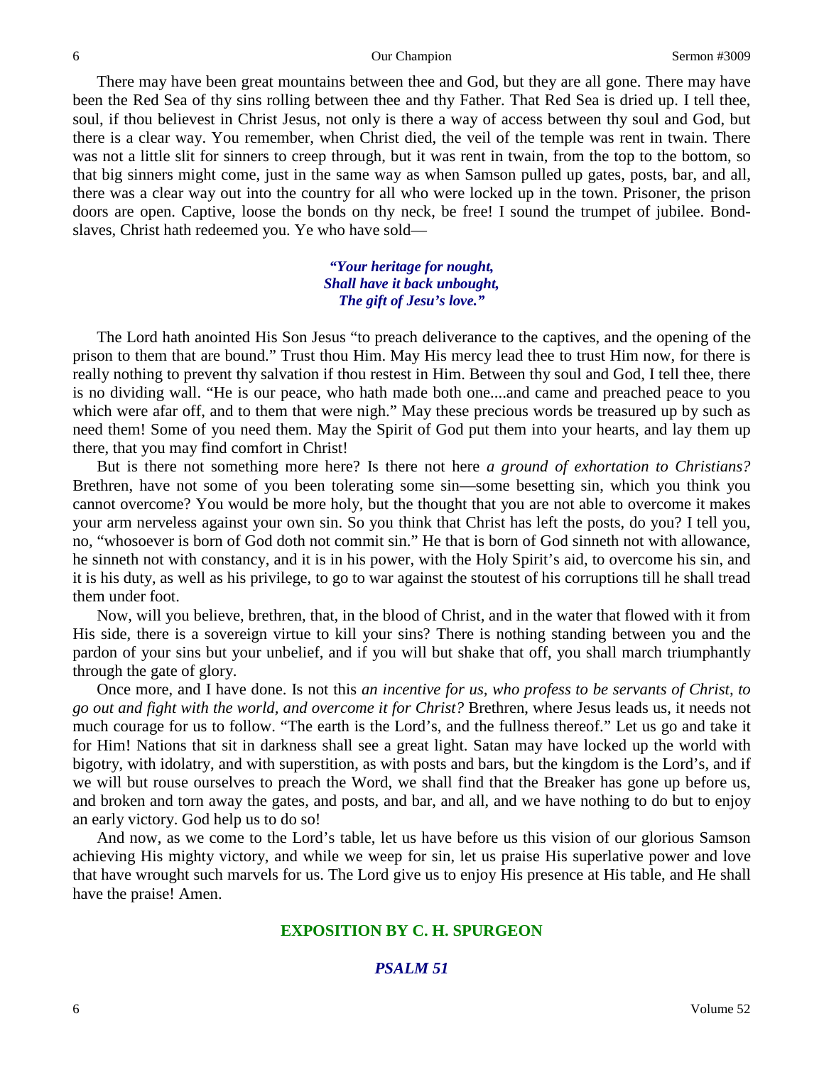There may have been great mountains between thee and God, but they are all gone. There may have been the Red Sea of thy sins rolling between thee and thy Father. That Red Sea is dried up. I tell thee, soul, if thou believest in Christ Jesus, not only is there a way of access between thy soul and God, but there is a clear way. You remember, when Christ died, the veil of the temple was rent in twain. There was not a little slit for sinners to creep through, but it was rent in twain, from the top to the bottom, so that big sinners might come, just in the same way as when Samson pulled up gates, posts, bar, and all, there was a clear way out into the country for all who were locked up in the town. Prisoner, the prison doors are open. Captive, loose the bonds on thy neck, be free! I sound the trumpet of jubilee. Bond-slaves, Christ hath redeemed you. Ye who have sold—

> ***"Your heritage for nought,***
> ***Shall have it back unbought,***
> ***The gift of Jesu's love."***

The Lord hath anointed His Son Jesus "to preach deliverance to the captives, and the opening of the prison to them that are bound." Trust thou Him. May His mercy lead thee to trust Him now, for there is really nothing to prevent thy salvation if thou restest in Him. Between thy soul and God, I tell thee, there is no dividing wall. "He is our peace, who hath made both one....and came and preached peace to you which were afar off, and to them that were nigh." May these precious words be treasured up by such as need them! Some of you need them. May the Spirit of God put them into your hearts, and lay them up there, that you may find comfort in Christ!

But is there not something more here? Is there not here *a ground of exhortation to Christians?* Brethren, have not some of you been tolerating some sin—some besetting sin, which you think you cannot overcome? You would be more holy, but the thought that you are not able to overcome it makes your arm nerveless against your own sin. So you think that Christ has left the posts, do you? I tell you, no, "whosoever is born of God doth not commit sin." He that is born of God sinneth not with allowance, he sinneth not with constancy, and it is in his power, with the Holy Spirit's aid, to overcome his sin, and it is his duty, as well as his privilege, to go to war against the stoutest of his corruptions till he shall tread them under foot.

Now, will you believe, brethren, that, in the blood of Christ, and in the water that flowed with it from His side, there is a sovereign virtue to kill your sins? There is nothing standing between you and the pardon of your sins but your unbelief, and if you will but shake that off, you shall march triumphantly through the gate of glory.

Once more, and I have done. Is not this *an incentive for us, who profess to be servants of Christ, to go out and fight with the world, and overcome it for Christ?* Brethren, where Jesus leads us, it needs not much courage for us to follow. "The earth is the Lord's, and the fullness thereof." Let us go and take it for Him! Nations that sit in darkness shall see a great light. Satan may have locked up the world with bigotry, with idolatry, and with superstition, as with posts and bars, but the kingdom is the Lord's, and if we will but rouse ourselves to preach the Word, we shall find that the Breaker has gone up before us, and broken and torn away the gates, and posts, and bar, and all, and we have nothing to do but to enjoy an early victory. God help us to do so!

And now, as we come to the Lord's table, let us have before us this vision of our glorious Samson achieving His mighty victory, and while we weep for sin, let us praise His superlative power and love that have wrought such marvels for us. The Lord give us to enjoy His presence at His table, and He shall have the praise! Amen.

## EXPOSITION BY C. H. SPURGEON

### *PSALM 51*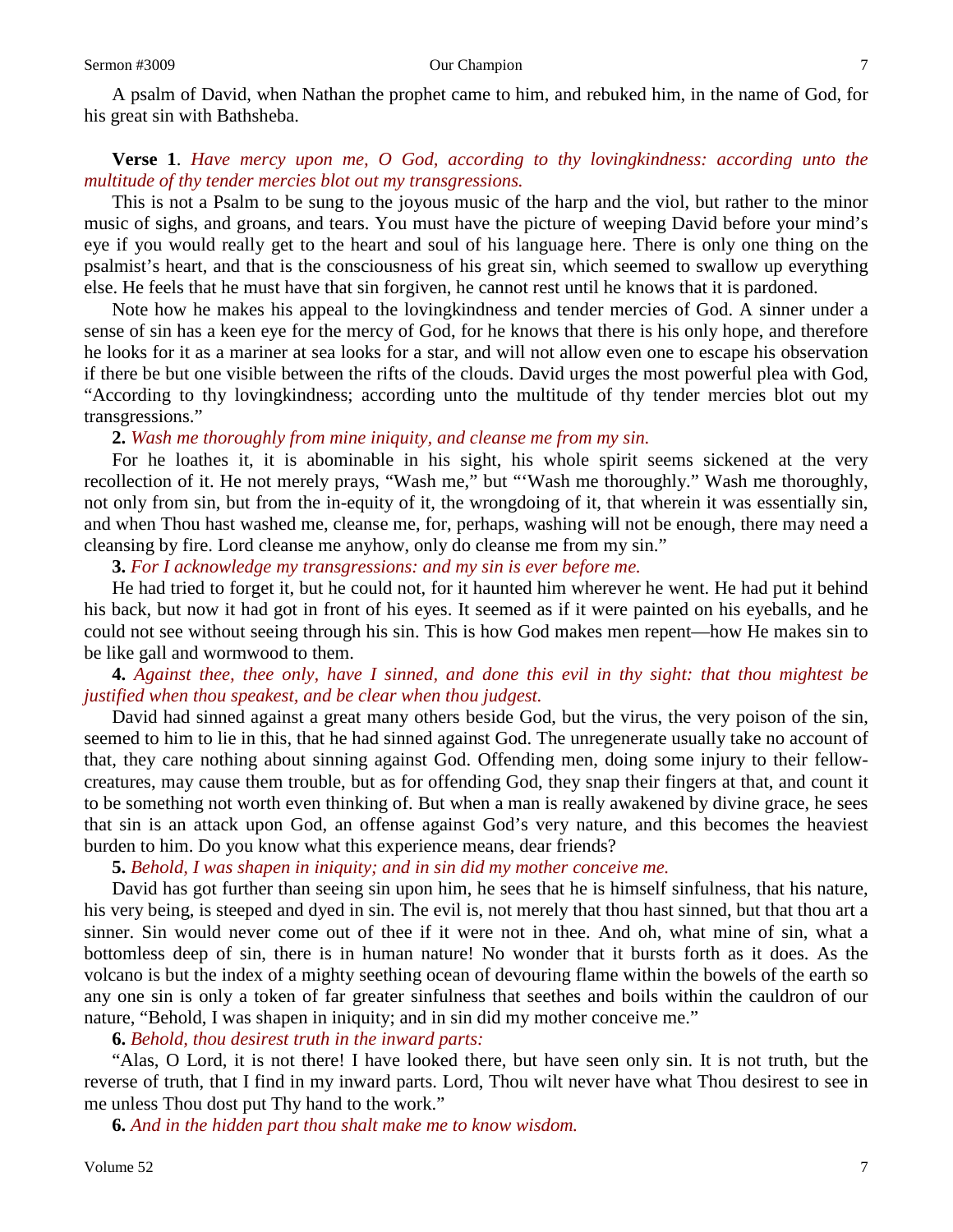A psalm of David, when Nathan the prophet came to him, and rebuked him, in the name of God, for his great sin with Bathsheba.

**Verse 1**. *Have mercy upon me, O God, according to thy lovingkindness: according unto the multitude of thy tender mercies blot out my transgressions.*

This is not a Psalm to be sung to the joyous music of the harp and the viol, but rather to the minor music of sighs, and groans, and tears. You must have the picture of weeping David before your mind's eye if you would really get to the heart and soul of his language here. There is only one thing on the psalmist's heart, and that is the consciousness of his great sin, which seemed to swallow up everything else. He feels that he must have that sin forgiven, he cannot rest until he knows that it is pardoned.

Note how he makes his appeal to the lovingkindness and tender mercies of God. A sinner under a sense of sin has a keen eye for the mercy of God, for he knows that there is his only hope, and therefore he looks for it as a mariner at sea looks for a star, and will not allow even one to escape his observation if there be but one visible between the rifts of the clouds. David urges the most powerful plea with God, "According to thy lovingkindness; according unto the multitude of thy tender mercies blot out my transgressions."

**2.** *Wash me thoroughly from mine iniquity, and cleanse me from my sin.*

For he loathes it, it is abominable in his sight, his whole spirit seems sickened at the very recollection of it. He not merely prays, "Wash me," but "'Wash me thoroughly." Wash me thoroughly, not only from sin, but from the in-equity of it, the wrongdoing of it, that wherein it was essentially sin, and when Thou hast washed me, cleanse me, for, perhaps, washing will not be enough, there may need a cleansing by fire. Lord cleanse me anyhow, only do cleanse me from my sin."

**3.** *For I acknowledge my transgressions: and my sin is ever before me.*

He had tried to forget it, but he could not, for it haunted him wherever he went. He had put it behind his back, but now it had got in front of his eyes. It seemed as if it were painted on his eyeballs, and he could not see without seeing through his sin. This is how God makes men repent—how He makes sin to be like gall and wormwood to them.

**4.** *Against thee, thee only, have I sinned, and done this evil in thy sight: that thou mightest be justified when thou speakest, and be clear when thou judgest.*

David had sinned against a great many others beside God, but the virus, the very poison of the sin, seemed to him to lie in this, that he had sinned against God. The unregenerate usually take no account of that, they care nothing about sinning against God. Offending men, doing some injury to their fellow-creatures, may cause them trouble, but as for offending God, they snap their fingers at that, and count it to be something not worth even thinking of. But when a man is really awakened by divine grace, he sees that sin is an attack upon God, an offense against God's very nature, and this becomes the heaviest burden to him. Do you know what this experience means, dear friends?

**5.** *Behold, I was shapen in iniquity; and in sin did my mother conceive me.*

David has got further than seeing sin upon him, he sees that he is himself sinfulness, that his nature, his very being, is steeped and dyed in sin. The evil is, not merely that thou hast sinned, but that thou art a sinner. Sin would never come out of thee if it were not in thee. And oh, what mine of sin, what a bottomless deep of sin, there is in human nature! No wonder that it bursts forth as it does. As the volcano is but the index of a mighty seething ocean of devouring flame within the bowels of the earth so any one sin is only a token of far greater sinfulness that seethes and boils within the cauldron of our nature, "Behold, I was shapen in iniquity; and in sin did my mother conceive me."

**6.** *Behold, thou desirest truth in the inward parts:*

"Alas, O Lord, it is not there! I have looked there, but have seen only sin. It is not truth, but the reverse of truth, that I find in my inward parts. Lord, Thou wilt never have what Thou desirest to see in me unless Thou dost put Thy hand to the work."

**6.** *And in the hidden part thou shalt make me to know wisdom.*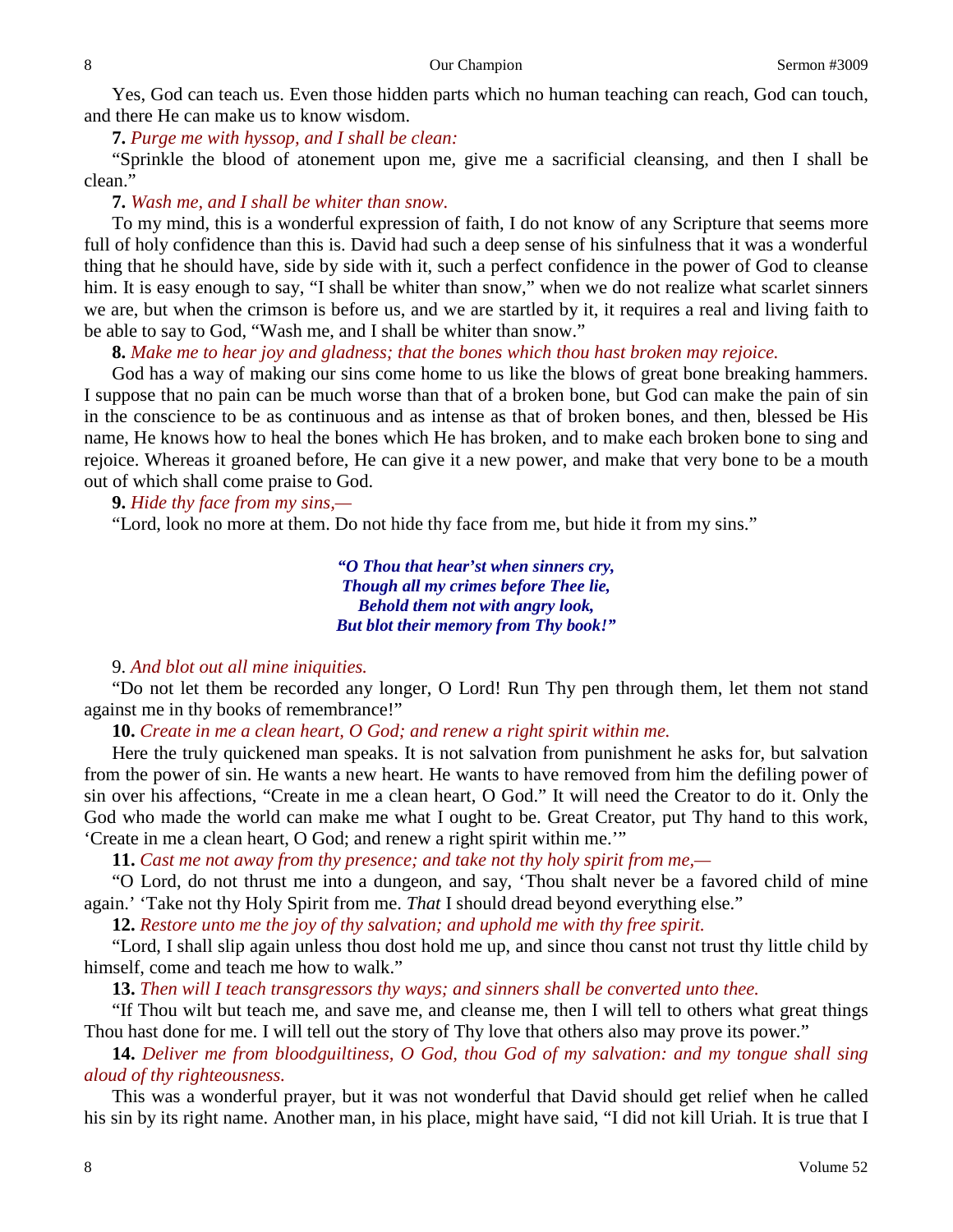Yes, God can teach us. Even those hidden parts which no human teaching can reach, God can touch, and there He can make us to know wisdom.

**7.** *Purge me with hyssop, and I shall be clean:*

"Sprinkle the blood of atonement upon me, give me a sacrificial cleansing, and then I shall be clean."

**7.** *Wash me, and I shall be whiter than snow.*

To my mind, this is a wonderful expression of faith, I do not know of any Scripture that seems more full of holy confidence than this is. David had such a deep sense of his sinfulness that it was a wonderful thing that he should have, side by side with it, such a perfect confidence in the power of God to cleanse him. It is easy enough to say, "I shall be whiter than snow," when we do not realize what scarlet sinners we are, but when the crimson is before us, and we are startled by it, it requires a real and living faith to be able to say to God, "Wash me, and I shall be whiter than snow."

**8.** *Make me to hear joy and gladness; that the bones which thou hast broken may rejoice.*

God has a way of making our sins come home to us like the blows of great bone breaking hammers. I suppose that no pain can be much worse than that of a broken bone, but God can make the pain of sin in the conscience to be as continuous and as intense as that of broken bones, and then, blessed be His name, He knows how to heal the bones which He has broken, and to make each broken bone to sing and rejoice. Whereas it groaned before, He can give it a new power, and make that very bone to be a mouth out of which shall come praise to God.

**9.** *Hide thy face from my sins,—*

"Lord, look no more at them. Do not hide thy face from me, but hide it from my sins."

> ***"O Thou that hear'st when sinners cry,***
> ***Though all my crimes before Thee lie,***
> ***Behold them not with angry look,***
> ***But blot their memory from Thy book!"***

9. *And blot out all mine iniquities.*

"Do not let them be recorded any longer, O Lord! Run Thy pen through them, let them not stand against me in thy books of remembrance!"

**10.** *Create in me a clean heart, O God; and renew a right spirit within me.*

Here the truly quickened man speaks. It is not salvation from punishment he asks for, but salvation from the power of sin. He wants a new heart. He wants to have removed from him the defiling power of sin over his affections, "Create in me a clean heart, O God." It will need the Creator to do it. Only the God who made the world can make me what I ought to be. Great Creator, put Thy hand to this work, 'Create in me a clean heart, O God; and renew a right spirit within me.'"

**11.** *Cast me not away from thy presence; and take not thy holy spirit from me,—*

"O Lord, do not thrust me into a dungeon, and say, 'Thou shalt never be a favored child of mine again.' 'Take not thy Holy Spirit from me. *That* I should dread beyond everything else."

**12.** *Restore unto me the joy of thy salvation; and uphold me with thy free spirit.*

"Lord, I shall slip again unless thou dost hold me up, and since thou canst not trust thy little child by himself, come and teach me how to walk."

**13.** *Then will I teach transgressors thy ways; and sinners shall be converted unto thee.*

"If Thou wilt but teach me, and save me, and cleanse me, then I will tell to others what great things Thou hast done for me. I will tell out the story of Thy love that others also may prove its power."

**14.** *Deliver me from bloodguiltiness, O God, thou God of my salvation: and my tongue shall sing aloud of thy righteousness.*

This was a wonderful prayer, but it was not wonderful that David should get relief when he called his sin by its right name. Another man, in his place, might have said, "I did not kill Uriah. It is true that I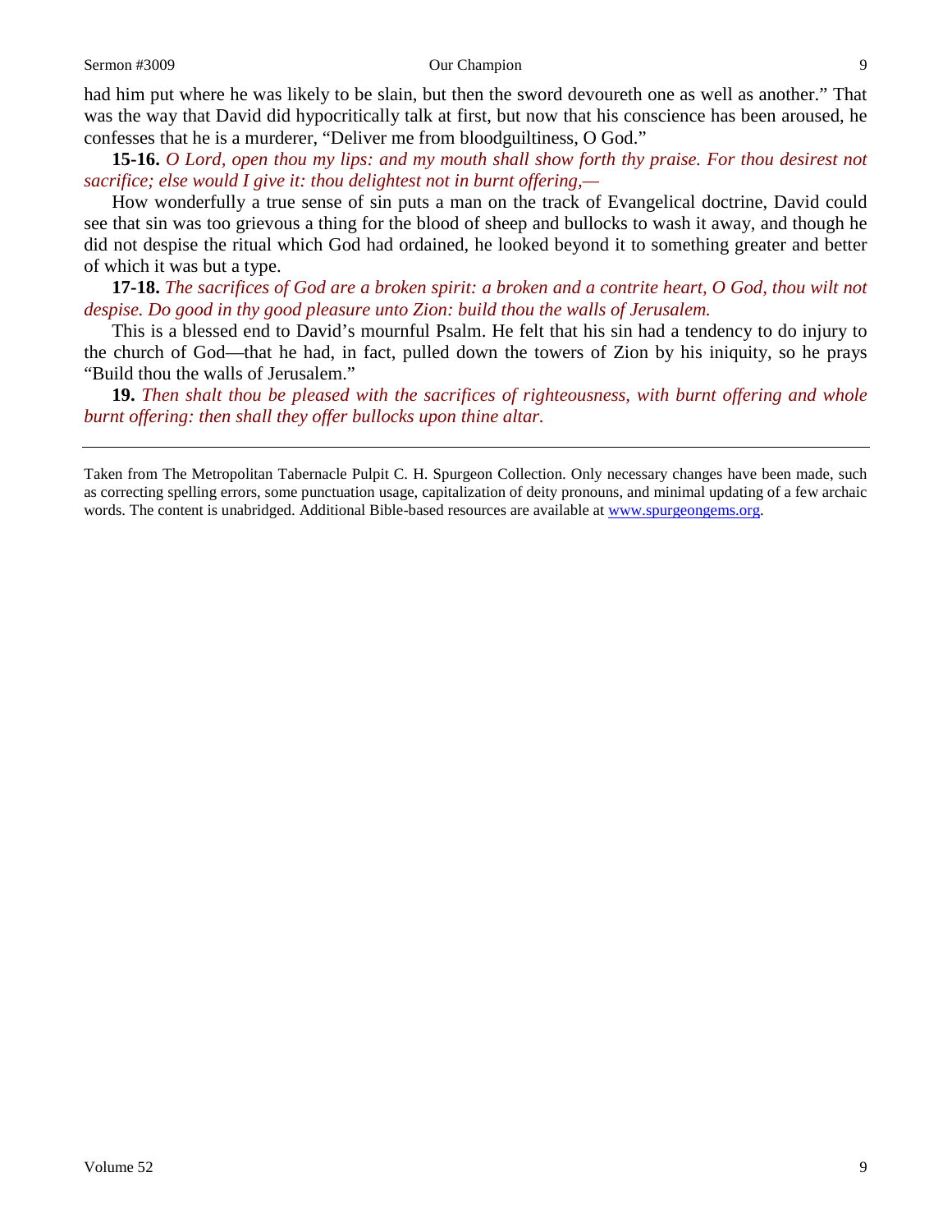had him put where he was likely to be slain, but then the sword devoureth one as well as another." That was the way that David did hypocritically talk at first, but now that his conscience has been aroused, he confesses that he is a murderer, "Deliver me from bloodguiltiness, O God."

**15-16.** *O Lord, open thou my lips: and my mouth shall show forth thy praise. For thou desirest not sacrifice; else would I give it: thou delightest not in burnt offering,—*

How wonderfully a true sense of sin puts a man on the track of Evangelical doctrine, David could see that sin was too grievous a thing for the blood of sheep and bullocks to wash it away, and though he did not despise the ritual which God had ordained, he looked beyond it to something greater and better of which it was but a type.

**17-18.** *The sacrifices of God are a broken spirit: a broken and a contrite heart, O God, thou wilt not despise. Do good in thy good pleasure unto Zion: build thou the walls of Jerusalem.*

This is a blessed end to David's mournful Psalm. He felt that his sin had a tendency to do injury to the church of God—that he had, in fact, pulled down the towers of Zion by his iniquity, so he prays "Build thou the walls of Jerusalem."

**19.** *Then shalt thou be pleased with the sacrifices of righteousness, with burnt offering and whole burnt offering: then shall they offer bullocks upon thine altar.*

---

Taken from The Metropolitan Tabernacle Pulpit C. H. Spurgeon Collection. Only necessary changes have been made, such as correcting spelling errors, some punctuation usage, capitalization of deity pronouns, and minimal updating of a few archaic words. The content is unabridged. Additional Bible-based resources are available at www.spurgeongems.org.